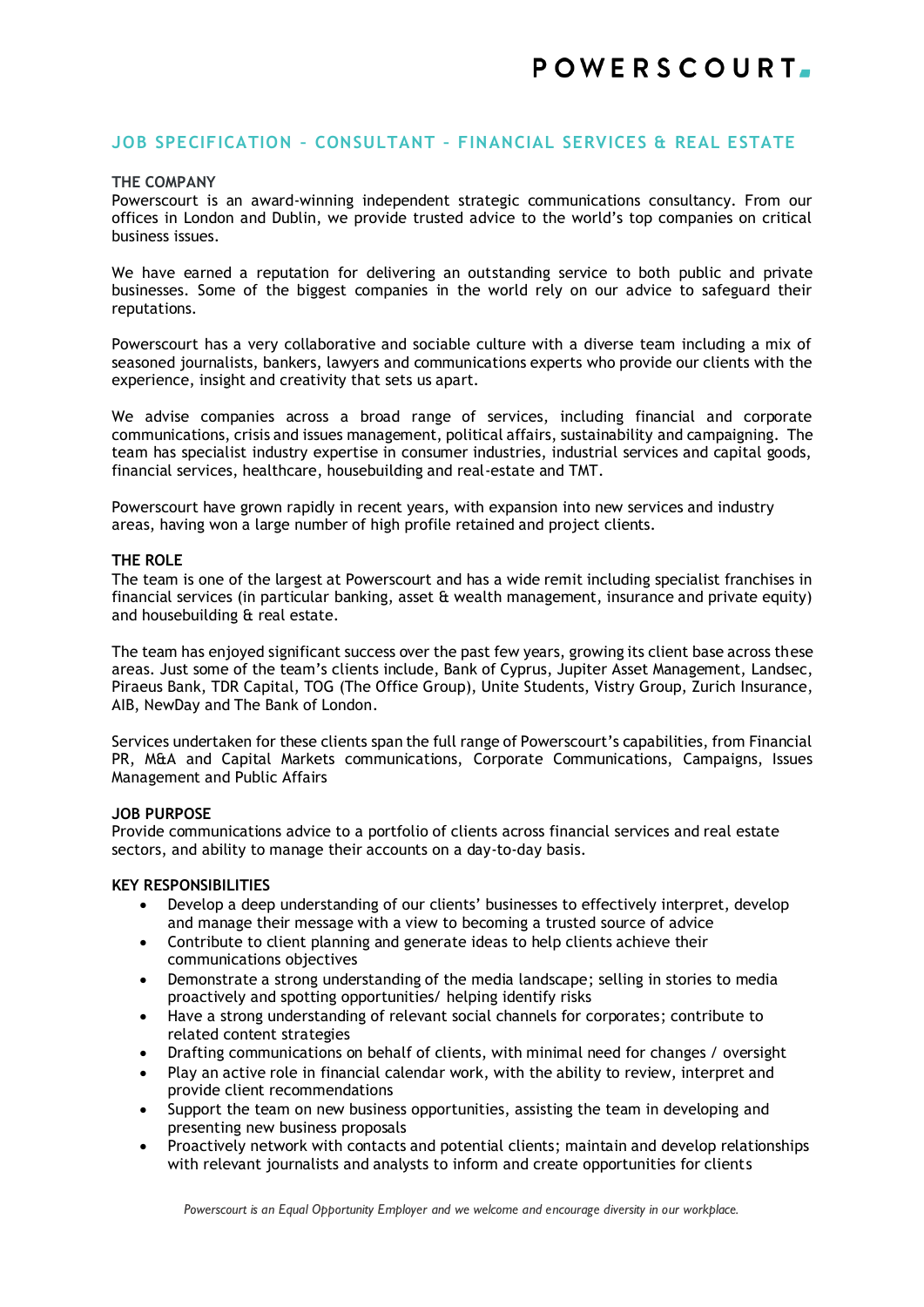# JOB SPECIFICATION – CONSULTANT – FINANCIAL SERVICES & REAL ESTATE

**THE COMPANY**

Powerscourt is an award-winning independent strategic communications consultancy. From our offices in London and Dublin, we provide trusted advice to the world's top companies on critical business issues.

We have earned a reputation for delivering an outstanding service to both public and private businesses. Some of the biggest companies in the world rely on our advice to safeguard their reputations.

Powerscourt has a very collaborative and sociable culture with a diverse team including a mix of seasoned journalists, bankers, lawyers and communications experts who provide our clients with the experience, insight and creativity that sets us apart.

We advise companies across a broad range of services, including financial and corporate communications, crisis and issues management, political affairs, sustainability and campaigning. The team has specialist industry expertise in consumer industries, industrial services and capital goods, financial services, healthcare, housebuilding and real-estate and TMT.

Powerscourt have grown rapidly in recent years, with expansion into new services and industry areas, having won a large number of high profile retained and project clients.

**THE ROLE**

The team is one of the largest at Powerscourt and has a wide remit including specialist franchises in financial services (in particular banking, asset & wealth management, insurance and private equity) and housebuilding & real estate.

The team has enjoyed significant success over the past few years, growing its client base across these areas. Just some of the team's clients include, Bank of Cyprus, Jupiter Asset Management, Landsec, Piraeus Bank, TDR Capital, TOG (The Office Group), Unite Students, Vistry Group, Zurich Insurance, AIB, NewDay and The Bank of London.

Services undertaken for these clients span the full range of Powerscourt's capabilities, from Financial PR, M&A and Capital Markets communications, Corporate Communications, Campaigns, Issues Management and Public Affairs

**JOB PURPOSE**

Provide communications advice to a portfolio of clients across financial services and real estate sectors, and ability to manage their accounts on a day-to-day basis.

**KEY RESPONSIBILITIES**

- Develop a deep understanding of our clients' businesses to effectively interpret, develop and manage their message with a view to becoming a trusted source of advice
- Contribute to client planning and generate ideas to help clients achieve their communications objectives
- Demonstrate a strong understanding of the media landscape; selling in stories to media proactively and spotting opportunities/ helping identify risks
- Have a strong understanding of relevant social channels for corporates; contribute to related content strategies
- Drafting communications on behalf of clients, with minimal need for changes / oversight
- Play an active role in financial calendar work, with the ability to review, interpret and provide client recommendations
- Support the team on new business opportunities, assisting the team in developing and presenting new business proposals
- Proactively network with contacts and potential clients; maintain and develop relationships with relevant journalists and analysts to inform and create opportunities for clients

*Powerscourt is an Equal Opportunity Employer and we welcome and encourage diversity in our workplace.*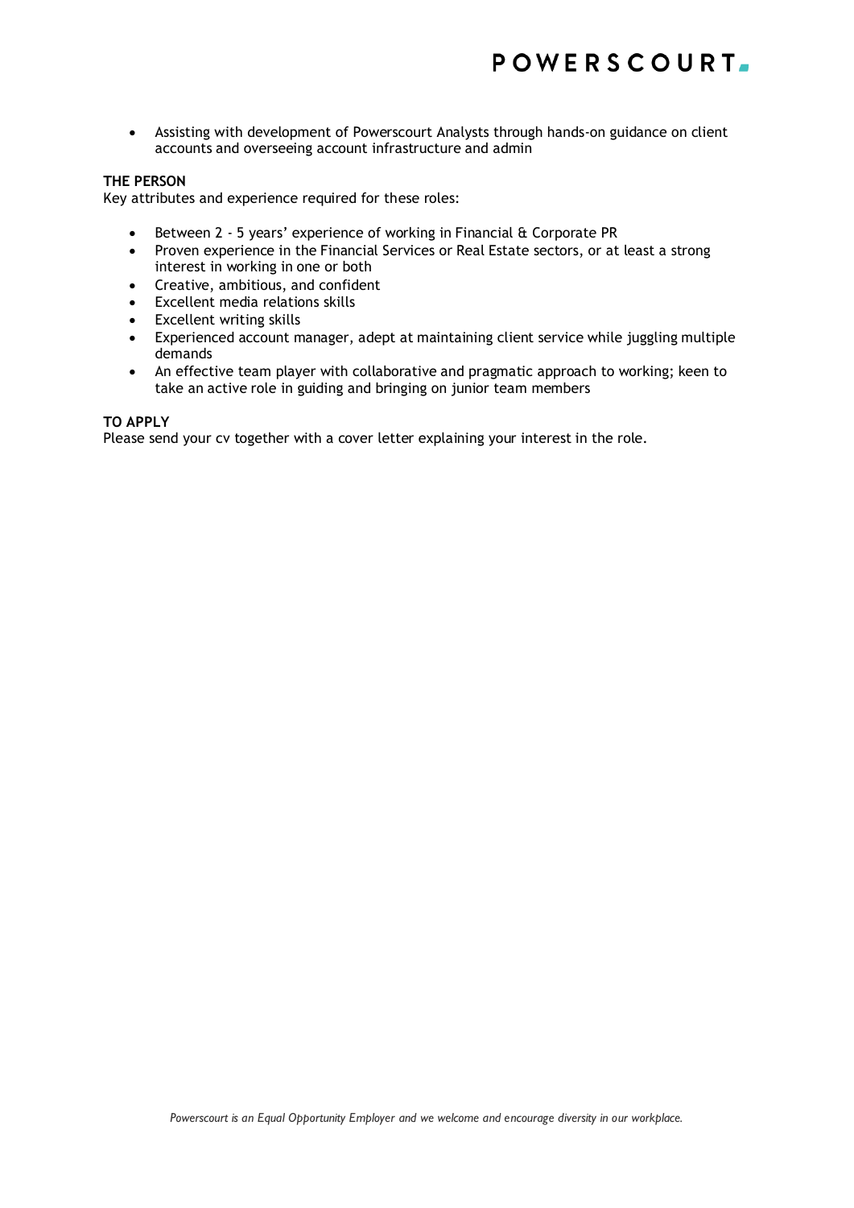- Assisting with development of Powerscourt Analysts through hands-on guidance on client accounts and overseeing account infrastructure and admin

**THE PERSON**

Key attributes and experience required for these roles:

- Between 2 - 5 years' experience of working in Financial & Corporate PR
- Proven experience in the Financial Services or Real Estate sectors, or at least a strong interest in working in one or both
- Creative, ambitious, and confident
- Excellent media relations skills
- Excellent writing skills
- Experienced account manager, adept at maintaining client service while juggling multiple demands
- An effective team player with collaborative and pragmatic approach to working; keen to take an active role in guiding and bringing on junior team members

**TO APPLY**

Please send your cv together with a cover letter explaining your interest in the role.

*Powerscourt is an Equal Opportunity Employer and we welcome and encourage diversity in our workplace.*